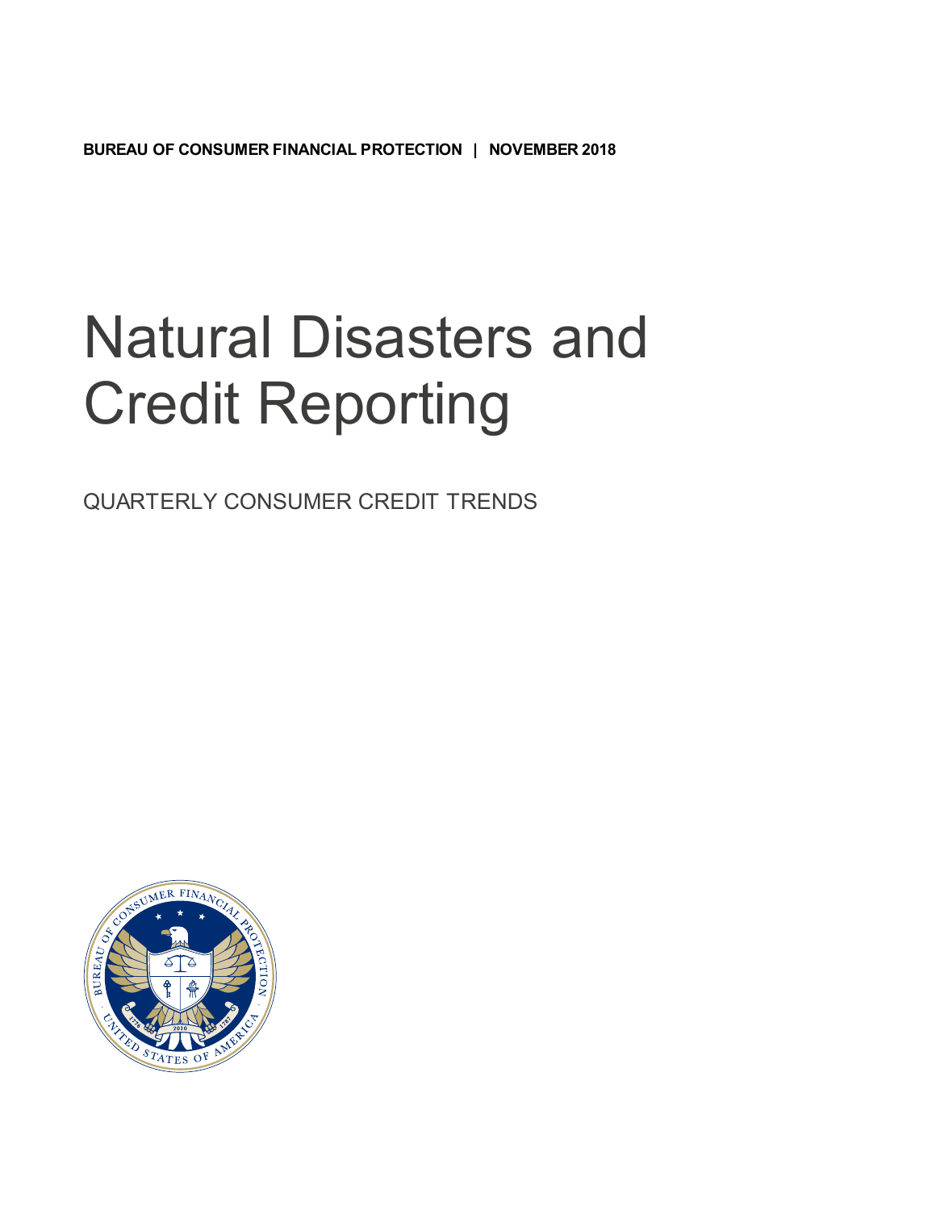**BUREAU OF CONSUMER FINANCIAL PROTECTION | NOVEMBER 2018**

# Natural Disasters and Credit Reporting

QUARTERLY CONSUMER CREDIT TRENDS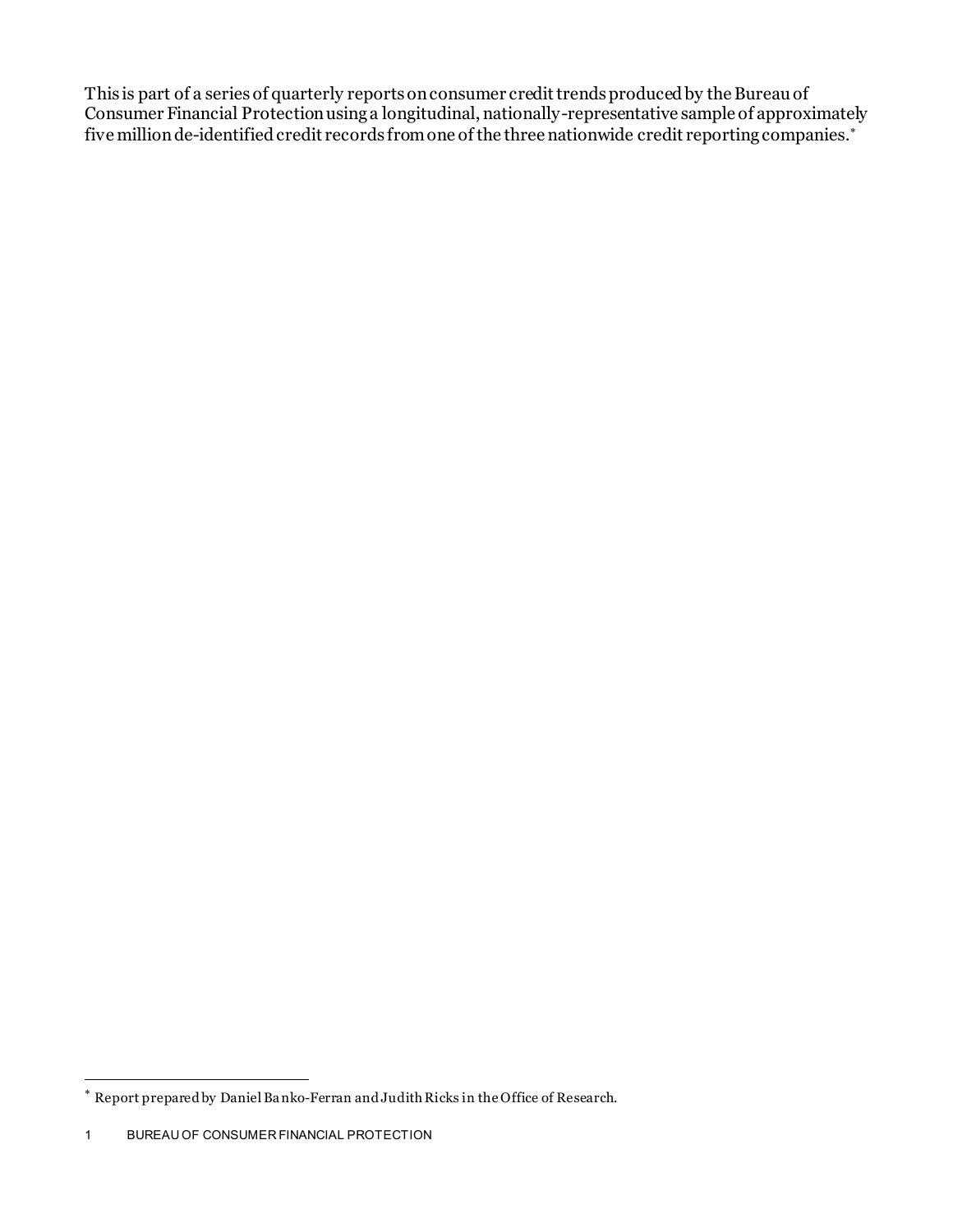This is part of a series of quarterly reports on consumer credit trends produced by the Bureau of Consumer Financial Protection using a longitudinal, nationally-representative sample of approximately five million de-identified credit records from one of the three nationwide credit reporting companies.*

* Report prepared by Daniel Banko-Ferran and Judith Ricks in the Office of Research.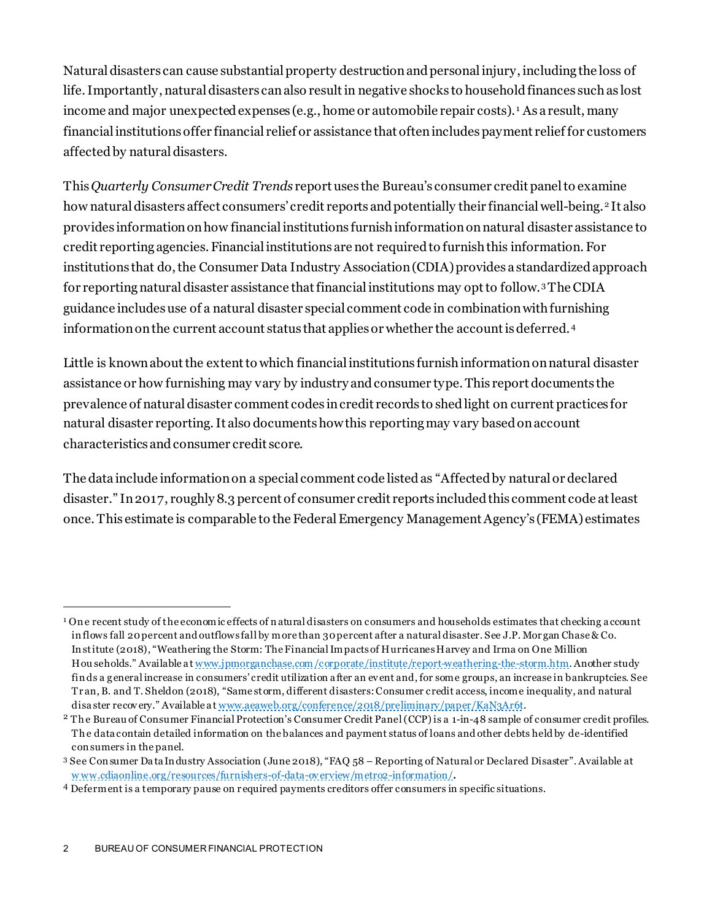Natural disasters can cause substantial property destruction and personal injury, including the loss of life. Importantly, natural disasters can also result in negative shocks to household finances such as lost income and major unexpected expenses (e.g., home or automobile repair costs).[1] As a result, many financial institutions offer financial relief or assistance that often includes payment relief for customers affected by natural disasters.

This *Quarterly Consumer Credit Trends* report uses the Bureau's consumer credit panel to examine how natural disasters affect consumers' credit reports and potentially their financial well-being.[2] It also provides information on how financial institutions furnish information on natural disaster assistance to credit reporting agencies. Financial institutions are not required to furnish this information. For institutions that do, the Consumer Data Industry Association (CDIA) provides a standardized approach for reporting natural disaster assistance that financial institutions may opt to follow.[3] The CDIA guidance includes use of a natural disaster special comment code in combination with furnishing information on the current account status that applies or whether the account is deferred.[4]

Little is known about the extent to which financial institutions furnish information on natural disaster assistance or how furnishing may vary by industry and consumer type. This report documents the prevalence of natural disaster comment codes in credit records to shed light on current practices for natural disaster reporting. It also documents how this reporting may vary based on account characteristics and consumer credit score.

The data include information on a special comment code listed as "Affected by natural or declared disaster." In 2017, roughly 8.3 percent of consumer credit reports included this comment code at least once. This estimate is comparable to the Federal Emergency Management Agency's (FEMA) estimates

---

[1] One recent study of the economic effects of natural disasters on consumers and households estimates that checking account inflows fall 20 percent and outflows fall by more than 30 percent after a natural disaster. See J.P. Morgan Chase & Co. Institute (2018), "Weathering the Storm: The Financial Impacts of Hurricanes Harvey and Irma on One Million Households." Available at www.jpmorganchase.com/corporate/institute/report-weathering-the-storm.htm. Another study finds a general increase in consumers' credit utilization after an event and, for some groups, an increase in bankruptcies. See Tran, B. and T. Sheldon (2018), "Same storm, different disasters: Consumer credit access, income inequality, and natural disaster recovery." Available at www.aeaweb.org/conference/2018/preliminary/paper/KaN3Ar6t.

[2] The Bureau of Consumer Financial Protection's Consumer Credit Panel (CCP) is a 1-in-48 sample of consumer credit profiles. The data contain detailed information on the balances and payment status of loans and other debts held by de-identified consumers in the panel.

[3] See Consumer Data Industry Association (June 2018), "FAQ 58 – Reporting of Natural or Declared Disaster". Available at www.cdiaonline.org/resources/furnishers-of-data-overview/metro2-information/.

[4] Deferment is a temporary pause on required payments creditors offer consumers in specific situations.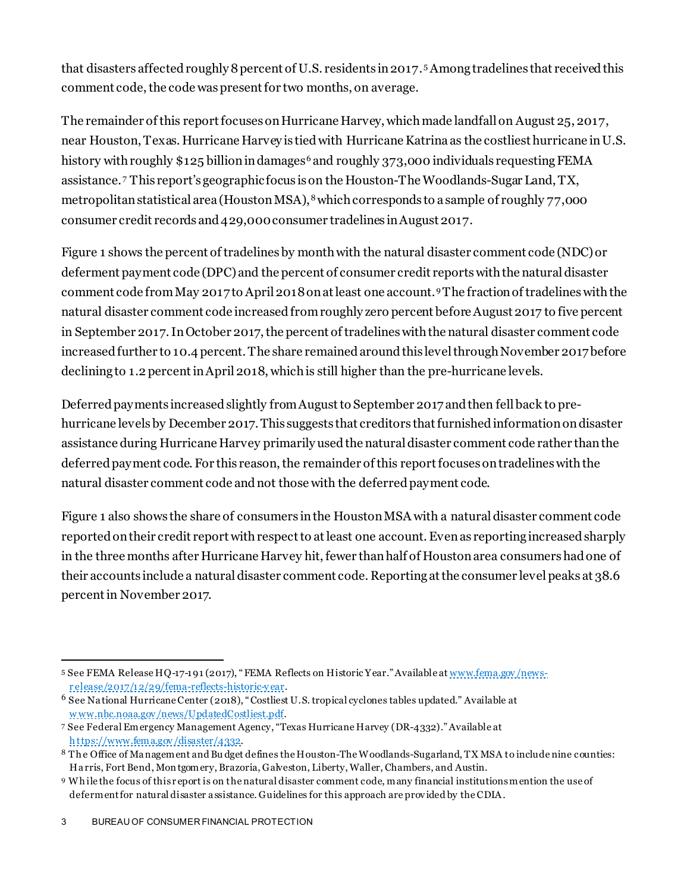that disasters affected roughly 8 percent of U.S. residents in 2017.[5] Among tradelines that received this comment code, the code was present for two months, on average.

The remainder of this report focuses on Hurricane Harvey, which made landfall on August 25, 2017, near Houston, Texas. Hurricane Harvey is tied with Hurricane Katrina as the costliest hurricane in U.S. history with roughly $125 billion in damages[6] and roughly 373,000 individuals requesting FEMA assistance.[7] This report's geographic focus is on the Houston-The Woodlands-Sugar Land, TX, metropolitan statistical area (Houston MSA),[8] which corresponds to a sample of roughly 77,000 consumer credit records and 429,000 consumer tradelines in August 2017.

Figure 1 shows the percent of tradelines by month with the natural disaster comment code (NDC) or deferment payment code (DPC) and the percent of consumer credit reports with the natural disaster comment code from May 2017 to April 2018 on at least one account.[9] The fraction of tradelines with the natural disaster comment code increased from roughly zero percent before August 2017 to five percent in September 2017. In October 2017, the percent of tradelines with the natural disaster comment code increased further to 10.4 percent. The share remained around this level through November 2017 before declining to 1.2 percent in April 2018, which is still higher than the pre-hurricane levels.

Deferred payments increased slightly from August to September 2017 and then fell back to pre-hurricane levels by December 2017. This suggests that creditors that furnished information on disaster assistance during Hurricane Harvey primarily used the natural disaster comment code rather than the deferred payment code. For this reason, the remainder of this report focuses on tradelines with the natural disaster comment code and not those with the deferred payment code.

Figure 1 also shows the share of consumers in the Houston MSA with a natural disaster comment code reported on their credit report with respect to at least one account. Even as reporting increased sharply in the three months after Hurricane Harvey hit, fewer than half of Houston area consumers had one of their accounts include a natural disaster comment code. Reporting at the consumer level peaks at 38.6 percent in November 2017.

---

[5] See FEMA Release HQ-17-191 (2017), "FEMA Reflects on Historic Year." Available at www.fema.gov/news-release/2017/12/29/fema-reflects-historic-year.

[6] See National Hurricane Center (2018), "Costliest U.S. tropical cyclones tables updated." Available at www.nhc.noaa.gov/news/UpdatedCostliest.pdf.

[7] See Federal Emergency Management Agency, "Texas Hurricane Harvey (DR-4332)." Available at https://www.fema.gov/disaster/4332.

[8] The Office of Management and Budget defines the Houston-The Woodlands-Sugarland, TX MSA to include nine counties: Harris, Fort Bend, Montgomery, Brazoria, Galveston, Liberty, Waller, Chambers, and Austin.

[9] While the focus of this report is on the natural disaster comment code, many financial institutions mention the use of deferment for natural disaster assistance. Guidelines for this approach are provided by the CDIA.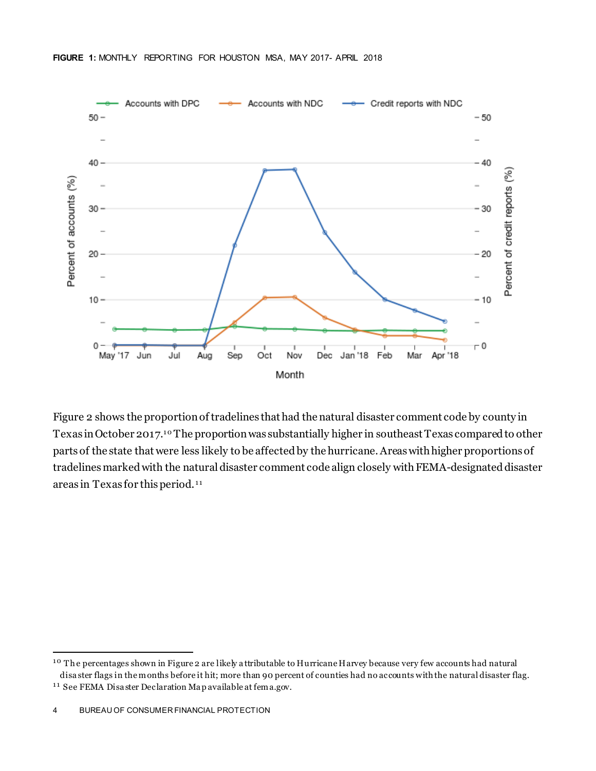**FIGURE 1:** MONTHLY REPORTING FOR HOUSTON MSA, MAY 2017- APRIL 2018

Figure 2 shows the proportion of tradelines that had the natural disaster comment code by county in Texas in October 2017.[10] The proportion was substantially higher in southeast Texas compared to other parts of the state that were less likely to be affected by the hurricane. Areas with higher proportions of tradelines marked with the natural disaster comment code align closely with FEMA-designated disaster areas in Texas for this period.[11]

---

[10] The percentages shown in Figure 2 are likely attributable to Hurricane Harvey because very few accounts had natural disaster flags in the months before it hit; more than 90 percent of counties had no accounts with the natural disaster flag.

[11] See FEMA Disaster Declaration Map available at fema.gov.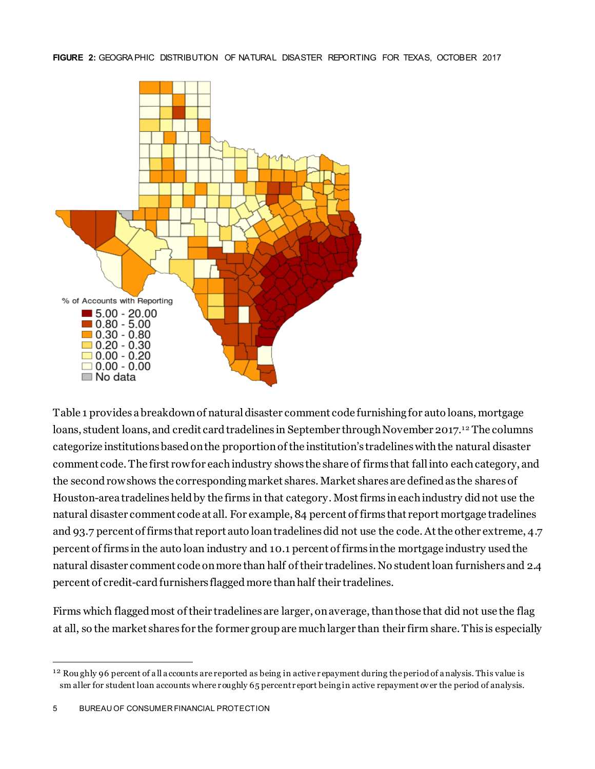**FIGURE 2:** GEOGRAPHIC DISTRIBUTION OF NATURAL DISASTER REPORTING FOR TEXAS, OCTOBER 2017

% of Accounts with Reporting
- 5.00 - 20.00
- 0.80 - 5.00
- 0.30 - 0.80
- 0.20 - 0.30
- 0.00 - 0.20
- 0.00 - 0.00
- No data

Table 1 provides a breakdown of natural disaster comment code furnishing for auto loans, mortgage loans, student loans, and credit card tradelines in September through November 2017.[12] The columns categorize institutions based on the proportion of the institution's tradelines with the natural disaster comment code. The first row for each industry shows the share of firms that fall into each category, and the second row shows the corresponding market shares. Market shares are defined as the shares of Houston-area tradelines held by the firms in that category. Most firms in each industry did not use the natural disaster comment code at all. For example, 84 percent of firms that report mortgage tradelines and 93.7 percent of firms that report auto loan tradelines did not use the code. At the other extreme, 4.7 percent of firms in the auto loan industry and 10.1 percent of firms in the mortgage industry used the natural disaster comment code on more than half of their tradelines. No student loan furnishers and 2.4 percent of credit-card furnishers flagged more than half their tradelines.

Firms which flagged most of their tradelines are larger, on average, than those that did not use the flag at all, so the market shares for the former group are much larger than their firm share. This is especially

[12] Roughly 96 percent of all accounts are reported as being in active repayment during the period of analysis. This value is smaller for student loan accounts where roughly 65 percent report being in active repayment over the period of analysis.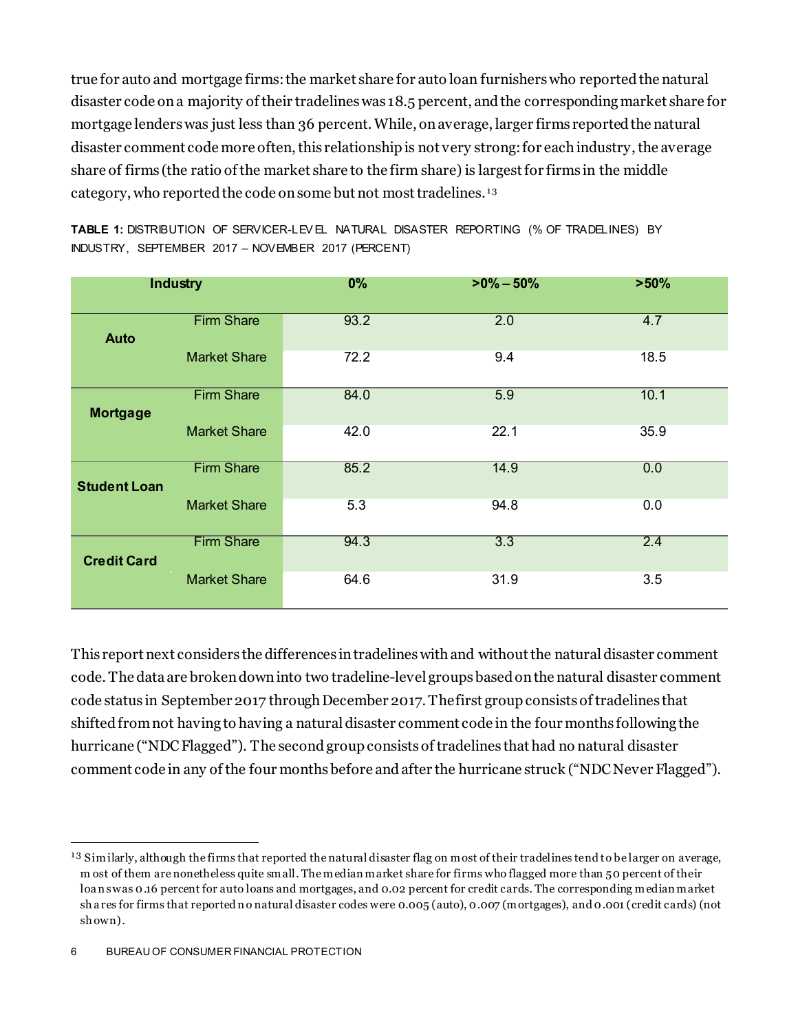true for auto and mortgage firms: the market share for auto loan furnishers who reported the natural disaster code on a majority of their tradelines was 18.5 percent, and the corresponding market share for mortgage lenders was just less than 36 percent. While, on average, larger firms reported the natural disaster comment code more often, this relationship is not very strong: for each industry, the average share of firms (the ratio of the market share to the firm share) is largest for firms in the middle category, who reported the code on some but not most tradelines.[13]

**TABLE 1:** DISTRIBUTION OF SERVICER-LEVEL NATURAL DISASTER REPORTING (% OF TRADELINES) BY INDUSTRY, SEPTEMBER 2017 – NOVEMBER 2017 (PERCENT)

| Industry | | 0% | >0% – 50% | >50% |
|---|---|---|---|---|
| Auto | Firm Share | 93.2 | 2.0 | 4.7 |
| | Market Share | 72.2 | 9.4 | 18.5 |
| Mortgage | Firm Share | 84.0 | 5.9 | 10.1 |
| | Market Share | 42.0 | 22.1 | 35.9 |
| Student Loan | Firm Share | 85.2 | 14.9 | 0.0 |
| | Market Share | 5.3 | 94.8 | 0.0 |
| Credit Card | Firm Share | 94.3 | 3.3 | 2.4 |
| | Market Share | 64.6 | 31.9 | 3.5 |

This report next considers the differences in tradelines with and without the natural disaster comment code. The data are broken down into two tradeline-level groups based on the natural disaster comment code status in September 2017 through December 2017. The first group consists of tradelines that shifted from not having to having a natural disaster comment code in the four months following the hurricane ("NDC Flagged"). The second group consists of tradelines that had no natural disaster comment code in any of the four months before and after the hurricane struck ("NDC Never Flagged").

[13] Similarly, although the firms that reported the natural disaster flag on most of their tradelines tend to be larger on average, most of them are nonetheless quite small. The median market share for firms who flagged more than 50 percent of their loans was 0.16 percent for auto loans and mortgages, and 0.02 percent for credit cards. The corresponding median market shares for firms that reported no natural disaster codes were 0.005 (auto), 0.007 (mortgages), and 0.001 (credit cards) (not shown).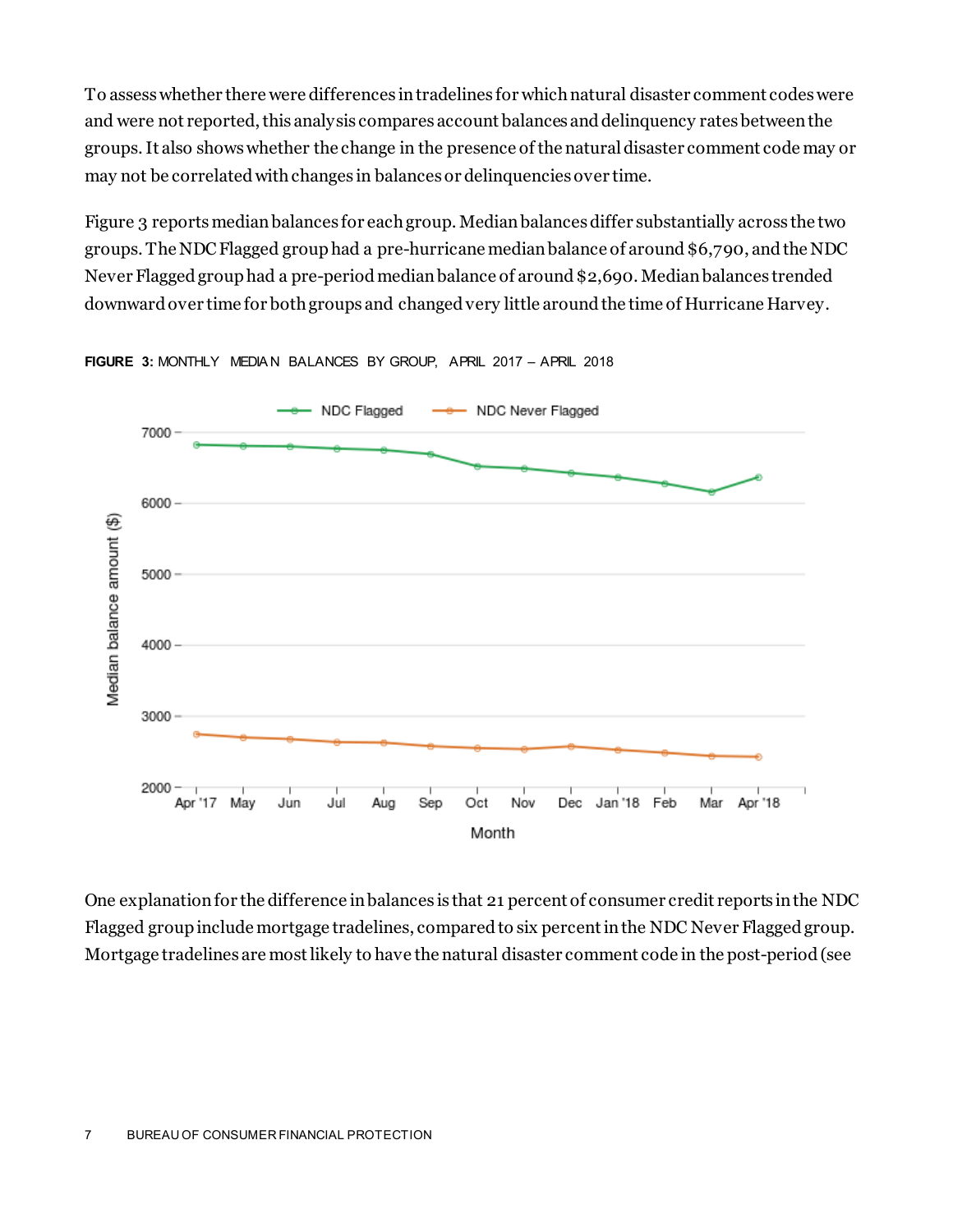To assess whether there were differences in tradelines for which natural disaster comment codes were and were not reported, this analysis compares account balances and delinquency rates between the groups. It also shows whether the change in the presence of the natural disaster comment code may or may not be correlated with changes in balances or delinquencies over time.

Figure 3 reports median balances for each group. Median balances differ substantially across the two groups. The NDC Flagged group had a pre-hurricane median balance of around $6,790, and the NDC Never Flagged group had a pre-period median balance of around $2,690. Median balances trended downward over time for both groups and changed very little around the time of Hurricane Harvey.

**FIGURE 3:** MONTHLY MEDIAN BALANCES BY GROUP, APRIL 2017 – APRIL 2018

One explanation for the difference in balances is that 21 percent of consumer credit reports in the NDC Flagged group include mortgage tradelines, compared to six percent in the NDC Never Flagged group. Mortgage tradelines are most likely to have the natural disaster comment code in the post-period (see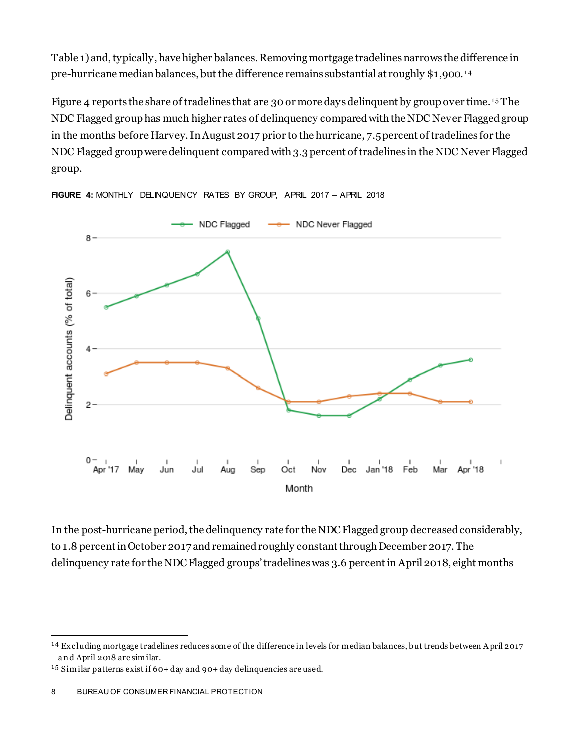Table 1) and, typically, have higher balances. Removing mortgage tradelines narrows the difference in pre-hurricane median balances, but the difference remains substantial at roughly $1,900.[14]

Figure 4 reports the share of tradelines that are 30 or more days delinquent by group over time.[15] The NDC Flagged group has much higher rates of delinquency compared with the NDC Never Flagged group in the months before Harvey. In August 2017 prior to the hurricane, 7.5 percent of tradelines for the NDC Flagged group were delinquent compared with 3.3 percent of tradelines in the NDC Never Flagged group.

**FIGURE 4:** MONTHLY DELINQUENCY RATES BY GROUP, APRIL 2017 – APRIL 2018

In the post-hurricane period, the delinquency rate for the NDC Flagged group decreased considerably, to 1.8 percent in October 2017 and remained roughly constant through December 2017. The delinquency rate for the NDC Flagged groups' tradelines was 3.6 percent in April 2018, eight months

---

[14] Excluding mortgage tradelines reduces some of the difference in levels for median balances, but trends between April 2017 and April 2018 are similar.

[15] Similar patterns exist if 60+ day and 90+ day delinquencies are used.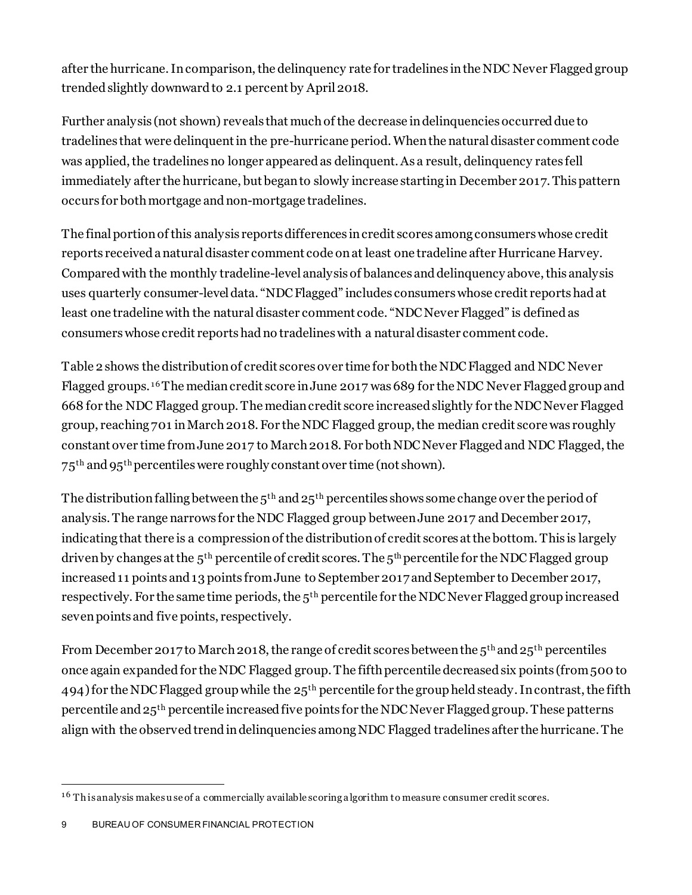after the hurricane. In comparison, the delinquency rate for tradelines in the NDC Never Flagged group trended slightly downward to 2.1 percent by April 2018.

Further analysis (not shown) reveals that much of the decrease in delinquencies occurred due to tradelines that were delinquent in the pre-hurricane period. When the natural disaster comment code was applied, the tradelines no longer appeared as delinquent. As a result, delinquency rates fell immediately after the hurricane, but began to slowly increase starting in December 2017. This pattern occurs for both mortgage and non-mortgage tradelines.

The final portion of this analysis reports differences in credit scores among consumers whose credit reports received a natural disaster comment code on at least one tradeline after Hurricane Harvey. Compared with the monthly tradeline-level analysis of balances and delinquency above, this analysis uses quarterly consumer-level data. "NDC Flagged" includes consumers whose credit reports had at least one tradeline with the natural disaster comment code. "NDC Never Flagged" is defined as consumers whose credit reports had no tradelines with a natural disaster comment code.

Table 2 shows the distribution of credit scores over time for both the NDC Flagged and NDC Never Flagged groups.[16] The median credit score in June 2017 was 689 for the NDC Never Flagged group and 668 for the NDC Flagged group. The median credit score increased slightly for the NDC Never Flagged group, reaching 701 in March 2018. For the NDC Flagged group, the median credit score was roughly constant over time from June 2017 to March 2018. For both NDC Never Flagged and NDC Flagged, the 75th and 95th percentiles were roughly constant over time (not shown).

The distribution falling between the 5th and 25th percentiles shows some change over the period of analysis. The range narrows for the NDC Flagged group between June 2017 and December 2017, indicating that there is a compression of the distribution of credit scores at the bottom. This is largely driven by changes at the 5th percentile of credit scores. The 5th percentile for the NDC Flagged group increased 11 points and 13 points from June to September 2017 and September to December 2017, respectively. For the same time periods, the 5th percentile for the NDC Never Flagged group increased seven points and five points, respectively.

From December 2017 to March 2018, the range of credit scores between the 5th and 25th percentiles once again expanded for the NDC Flagged group. The fifth percentile decreased six points (from 500 to 494) for the NDC Flagged group while the 25th percentile for the group held steady. In contrast, the fifth percentile and 25th percentile increased five points for the NDC Never Flagged group. These patterns align with the observed trend in delinquencies among NDC Flagged tradelines after the hurricane. The

[16] This analysis makes use of a commercially available scoring algorithm to measure consumer credit scores.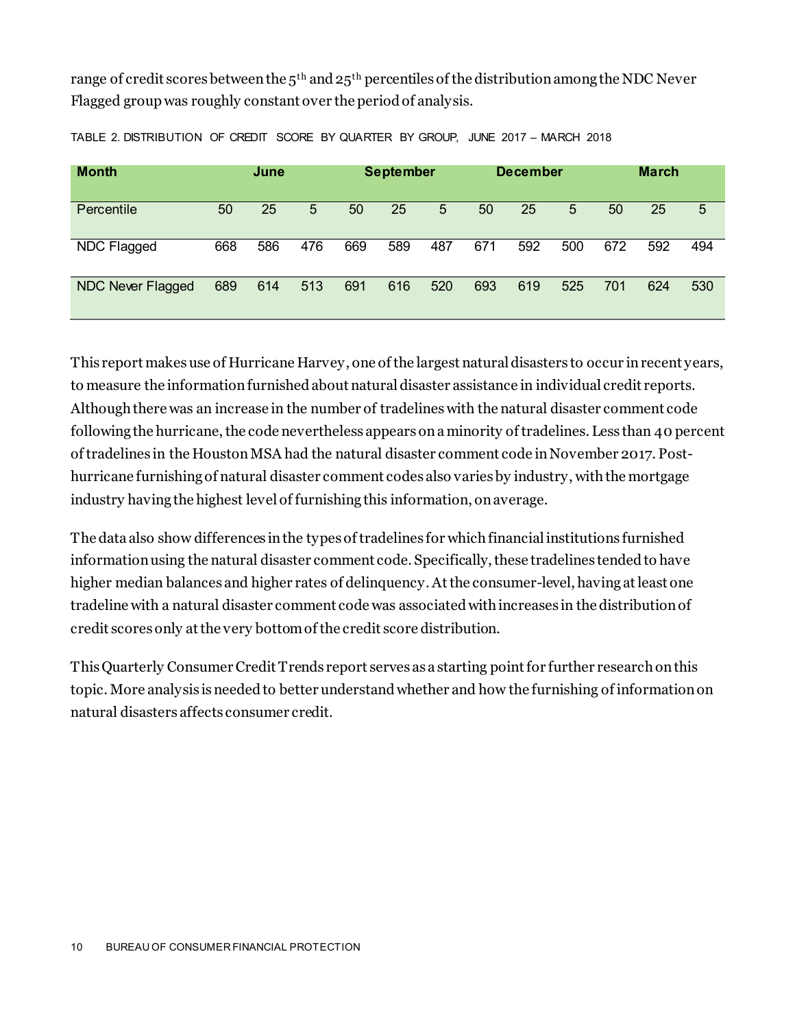range of credit scores between the 5th and 25th percentiles of the distribution among the NDC Never Flagged group was roughly constant over the period of analysis.

TABLE 2. DISTRIBUTION OF CREDIT SCORE BY QUARTER BY GROUP, JUNE 2017 – MARCH 2018

| **Month** | **June** | | | **September** | | | **December** | | | **March** | | |
|---|---|---|---|---|---|---|---|---|---|---|---|---|
| Percentile | 50 | 25 | 5 | 50 | 25 | 5 | 50 | 25 | 5 | 50 | 25 | 5 |
| NDC Flagged | 668 | 586 | 476 | 669 | 589 | 487 | 671 | 592 | 500 | 672 | 592 | 494 |
| NDC Never Flagged | 689 | 614 | 513 | 691 | 616 | 520 | 693 | 619 | 525 | 701 | 624 | 530 |

This report makes use of Hurricane Harvey, one of the largest natural disasters to occur in recent years, to measure the information furnished about natural disaster assistance in individual credit reports. Although there was an increase in the number of tradelines with the natural disaster comment code following the hurricane, the code nevertheless appears on a minority of tradelines. Less than 40 percent of tradelines in the Houston MSA had the natural disaster comment code in November 2017. Post-hurricane furnishing of natural disaster comment codes also varies by industry, with the mortgage industry having the highest level of furnishing this information, on average.

The data also show differences in the types of tradelines for which financial institutions furnished information using the natural disaster comment code. Specifically, these tradelines tended to have higher median balances and higher rates of delinquency. At the consumer-level, having at least one tradeline with a natural disaster comment code was associated with increases in the distribution of credit scores only at the very bottom of the credit score distribution.

This Quarterly Consumer Credit Trends report serves as a starting point for further research on this topic. More analysis is needed to better understand whether and how the furnishing of information on natural disasters affects consumer credit.